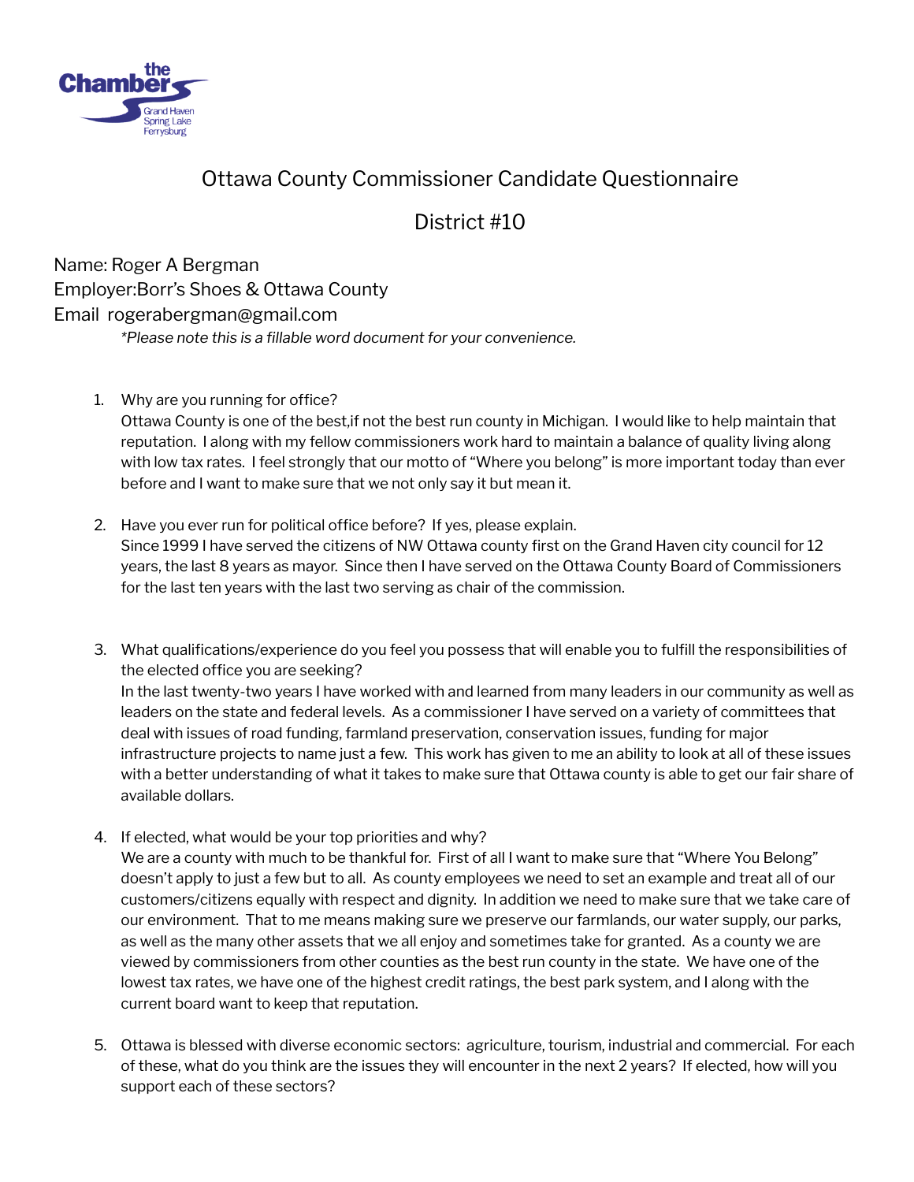# Ottawa County Commissioner Candidate Questionnaire

## District #10

Name: Roger A Bergman
Employer:Borr's Shoes & Ottawa County
Email rogerabergman@gmail.com

*\*Please note this is a fillable word document for your convenience.*

1. Why are you running for office?
   Ottawa County is one of the best,if not the best run county in Michigan. I would like to help maintain that reputation. I along with my fellow commissioners work hard to maintain a balance of quality living along with low tax rates. I feel strongly that our motto of "Where you belong" is more important today than ever before and I want to make sure that we not only say it but mean it.

2. Have you ever run for political office before? If yes, please explain.
   Since 1999 I have served the citizens of NW Ottawa county first on the Grand Haven city council for 12 years, the last 8 years as mayor. Since then I have served on the Ottawa County Board of Commissioners for the last ten years with the last two serving as chair of the commission.

3. What qualifications/experience do you feel you possess that will enable you to fulfill the responsibilities of the elected office you are seeking?
   In the last twenty-two years I have worked with and learned from many leaders in our community as well as leaders on the state and federal levels. As a commissioner I have served on a variety of committees that deal with issues of road funding, farmland preservation, conservation issues, funding for major infrastructure projects to name just a few. This work has given to me an ability to look at all of these issues with a better understanding of what it takes to make sure that Ottawa county is able to get our fair share of available dollars.

4. If elected, what would be your top priorities and why?
   We are a county with much to be thankful for. First of all I want to make sure that "Where You Belong" doesn't apply to just a few but to all. As county employees we need to set an example and treat all of our customers/citizens equally with respect and dignity. In addition we need to make sure that we take care of our environment. That to me means making sure we preserve our farmlands, our water supply, our parks, as well as the many other assets that we all enjoy and sometimes take for granted. As a county we are viewed by commissioners from other counties as the best run county in the state. We have one of the lowest tax rates, we have one of the highest credit ratings, the best park system, and I along with the current board want to keep that reputation.

5. Ottawa is blessed with diverse economic sectors: agriculture, tourism, industrial and commercial. For each of these, what do you think are the issues they will encounter in the next 2 years? If elected, how will you support each of these sectors?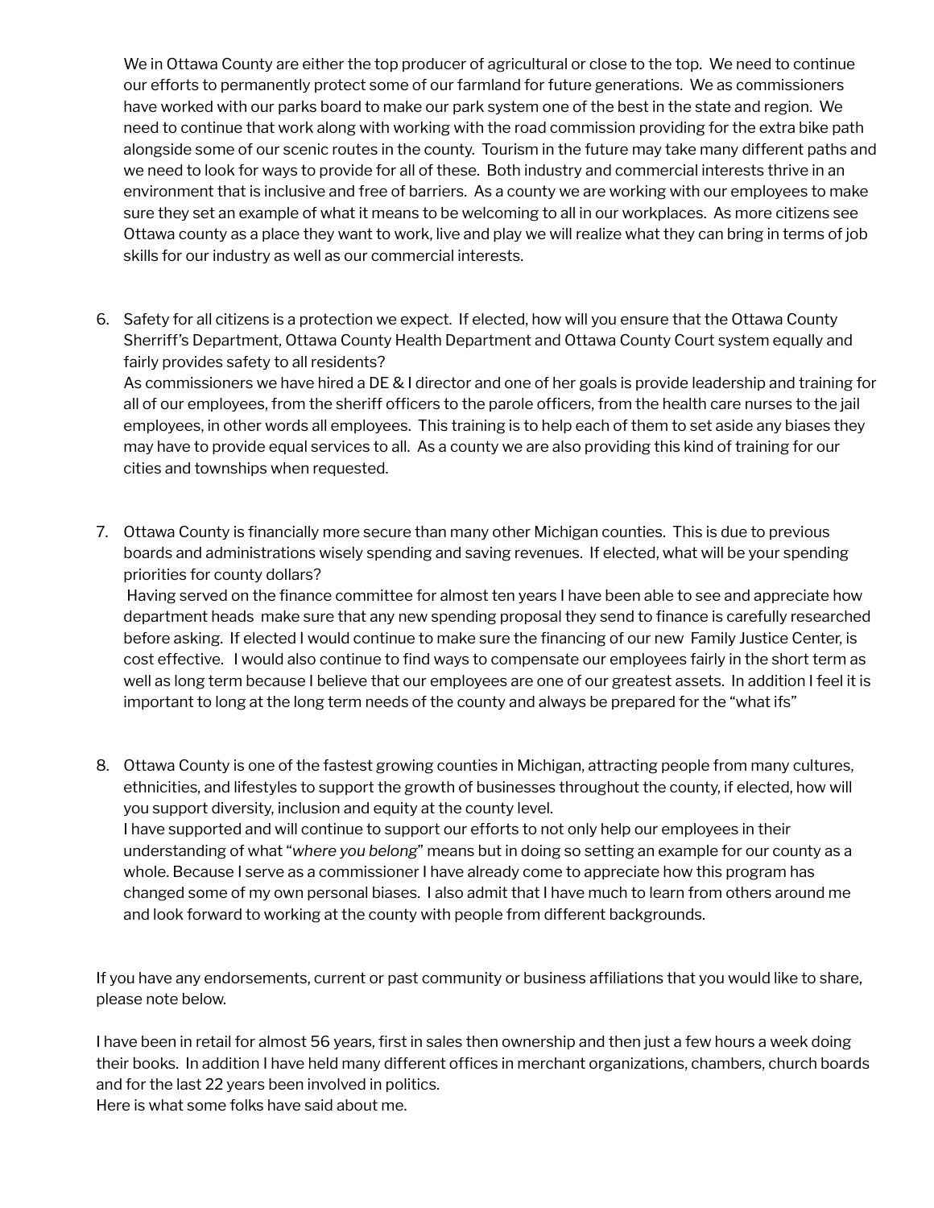We in Ottawa County are either the top producer of agricultural or close to the top. We need to continue our efforts to permanently protect some of our farmland for future generations. We as commissioners have worked with our parks board to make our park system one of the best in the state and region. We need to continue that work along with working with the road commission providing for the extra bike path alongside some of our scenic routes in the county. Tourism in the future may take many different paths and we need to look for ways to provide for all of these. Both industry and commercial interests thrive in an environment that is inclusive and free of barriers. As a county we are working with our employees to make sure they set an example of what it means to be welcoming to all in our workplaces. As more citizens see Ottawa county as a place they want to work, live and play we will realize what they can bring in terms of job skills for our industry as well as our commercial interests.

6. Safety for all citizens is a protection we expect. If elected, how will you ensure that the Ottawa County Sherriff's Department, Ottawa County Health Department and Ottawa County Court system equally and fairly provides safety to all residents?
   As commissioners we have hired a DE & I director and one of her goals is provide leadership and training for all of our employees, from the sheriff officers to the parole officers, from the health care nurses to the jail employees, in other words all employees. This training is to help each of them to set aside any biases they may have to provide equal services to all. As a county we are also providing this kind of training for our cities and townships when requested.

7. Ottawa County is financially more secure than many other Michigan counties. This is due to previous boards and administrations wisely spending and saving revenues. If elected, what will be your spending priorities for county dollars?
   Having served on the finance committee for almost ten years I have been able to see and appreciate how department heads make sure that any new spending proposal they send to finance is carefully researched before asking. If elected I would continue to make sure the financing of our new Family Justice Center, is cost effective. I would also continue to find ways to compensate our employees fairly in the short term as well as long term because I believe that our employees are one of our greatest assets. In addition I feel it is important to long at the long term needs of the county and always be prepared for the "what ifs"

8. Ottawa County is one of the fastest growing counties in Michigan, attracting people from many cultures, ethnicities, and lifestyles to support the growth of businesses throughout the county, if elected, how will you support diversity, inclusion and equity at the county level.
   I have supported and will continue to support our efforts to not only help our employees in their understanding of what "*where you belong*" means but in doing so setting an example for our county as a whole. Because I serve as a commissioner I have already come to appreciate how this program has changed some of my own personal biases. I also admit that I have much to learn from others around me and look forward to working at the county with people from different backgrounds.

If you have any endorsements, current or past community or business affiliations that you would like to share, please note below.

I have been in retail for almost 56 years, first in sales then ownership and then just a few hours a week doing their books. In addition I have held many different offices in merchant organizations, chambers, church boards and for the last 22 years been involved in politics.
Here is what some folks have said about me.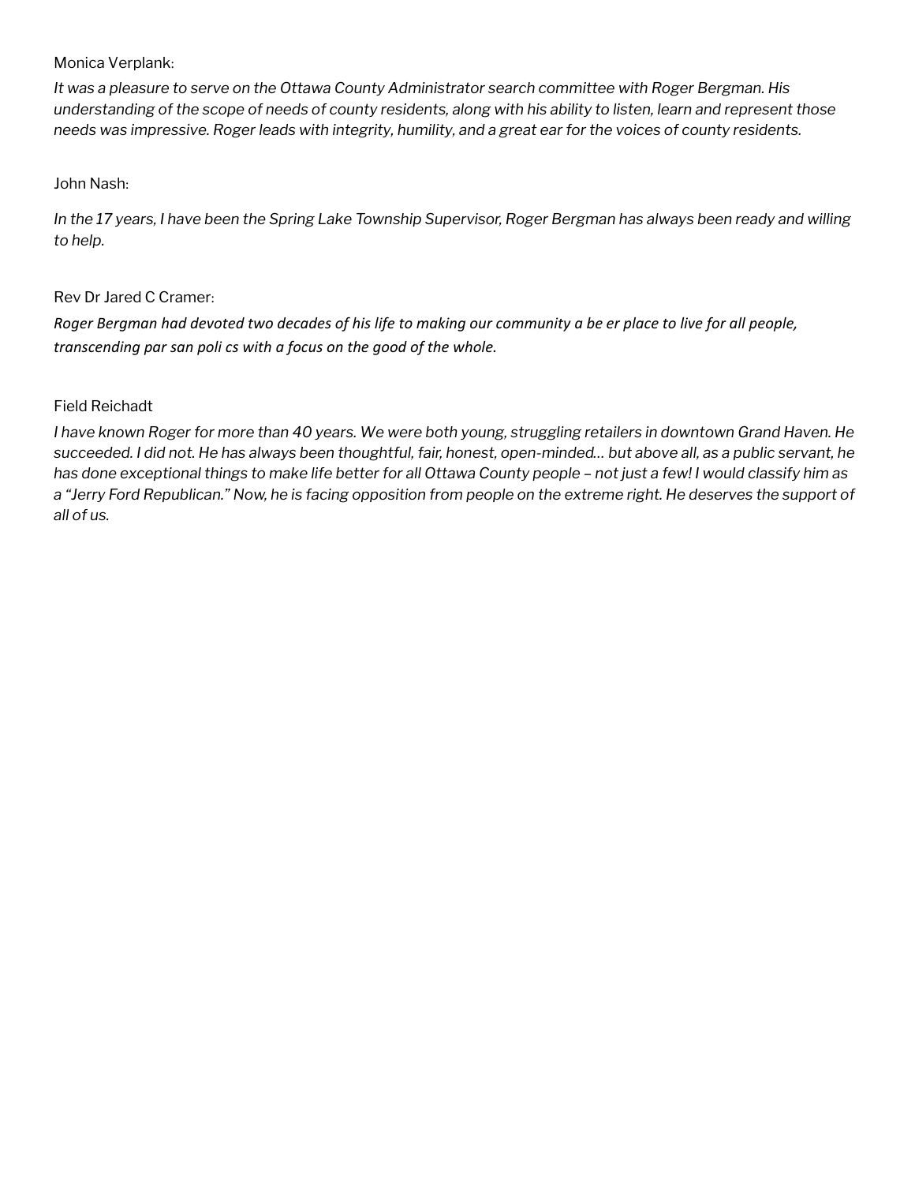Monica Verplank:

*It was a pleasure to serve on the Ottawa County Administrator search committee with Roger Bergman. His understanding of the scope of needs of county residents, along with his ability to listen, learn and represent those needs was impressive. Roger leads with integrity, humility, and a great ear for the voices of county residents.*

John Nash:

*In the 17 years, I have been the Spring Lake Township Supervisor, Roger Bergman has always been ready and willing to help.*

Rev Dr Jared C Cramer:

*Roger Bergman had devoted two decades of his life to making our community a be er place to live for all people, transcending par san poli cs with a focus on the good of the whole.*

Field Reichadt

*I have known Roger for more than 40 years. We were both young, struggling retailers in downtown Grand Haven. He succeeded. I did not. He has always been thoughtful, fair, honest, open-minded… but above all, as a public servant, he has done exceptional things to make life better for all Ottawa County people – not just a few! I would classify him as a "Jerry Ford Republican." Now, he is facing opposition from people on the extreme right. He deserves the support of all of us.*